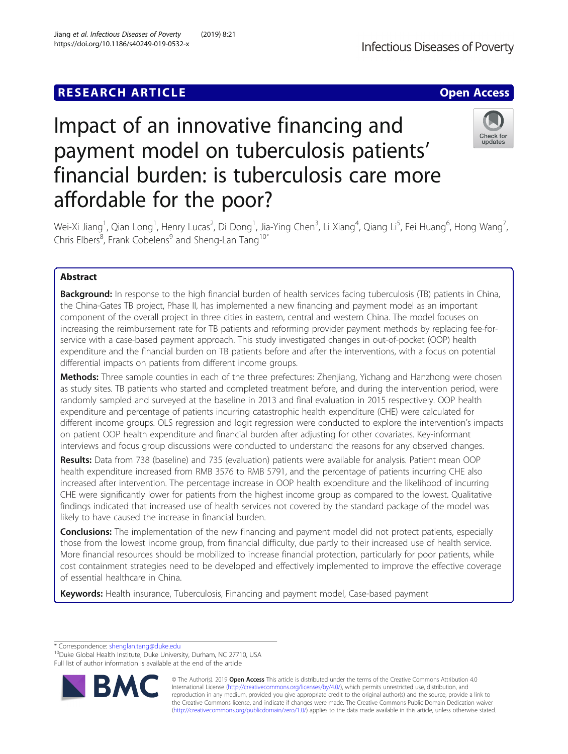RESEARCH ARTICLE

Open Access

# Impact of an innovative financing and payment model on tuberculosis patients' financial burden: is tuberculosis care more affordable for the poor?

Wei-Xi Jiang[1], Qian Long[1], Henry Lucas[2], Di Dong[1], Jia-Ying Chen[3], Li Xiang[4], Qiang Li[5], Fei Huang[6], Hong Wang[7], Chris Elbers[8], Frank Cobelens[9] and Sheng-Lan Tang[10*]

## Abstract

**Background:** In response to the high financial burden of health services facing tuberculosis (TB) patients in China, the China-Gates TB project, Phase II, has implemented a new financing and payment model as an important component of the overall project in three cities in eastern, central and western China. The model focuses on increasing the reimbursement rate for TB patients and reforming provider payment methods by replacing fee-for-service with a case-based payment approach. This study investigated changes in out-of-pocket (OOP) health expenditure and the financial burden on TB patients before and after the interventions, with a focus on potential differential impacts on patients from different income groups.

**Methods:** Three sample counties in each of the three prefectures: Zhenjiang, Yichang and Hanzhong were chosen as study sites. TB patients who started and completed treatment before, and during the intervention period, were randomly sampled and surveyed at the baseline in 2013 and final evaluation in 2015 respectively. OOP health expenditure and percentage of patients incurring catastrophic health expenditure (CHE) were calculated for different income groups. OLS regression and logit regression were conducted to explore the intervention's impacts on patient OOP health expenditure and financial burden after adjusting for other covariates. Key-informant interviews and focus group discussions were conducted to understand the reasons for any observed changes.

**Results:** Data from 738 (baseline) and 735 (evaluation) patients were available for analysis. Patient mean OOP health expenditure increased from RMB 3576 to RMB 5791, and the percentage of patients incurring CHE also increased after intervention. The percentage increase in OOP health expenditure and the likelihood of incurring CHE were significantly lower for patients from the highest income group as compared to the lowest. Qualitative findings indicated that increased use of health services not covered by the standard package of the model was likely to have caused the increase in financial burden.

**Conclusions:** The implementation of the new financing and payment model did not protect patients, especially those from the lowest income group, from financial difficulty, due partly to their increased use of health service. More financial resources should be mobilized to increase financial protection, particularly for poor patients, while cost containment strategies need to be developed and effectively implemented to improve the effective coverage of essential healthcare in China.

**Keywords:** Health insurance, Tuberculosis, Financing and payment model, Case-based payment

---

* Correspondence: shenglan.tang@duke.edu
[10]Duke Global Health Institute, Duke University, Durham, NC 27710, USA
Full list of author information is available at the end of the article

© The Author(s). 2019 **Open Access** This article is distributed under the terms of the Creative Commons Attribution 4.0 International License (http://creativecommons.org/licenses/by/4.0/), which permits unrestricted use, distribution, and reproduction in any medium, provided you give appropriate credit to the original author(s) and the source, provide a link to the Creative Commons license, and indicate if changes were made. The Creative Commons Public Domain Dedication waiver (http://creativecommons.org/publicdomain/zero/1.0/) applies to the data made available in this article, unless otherwise stated.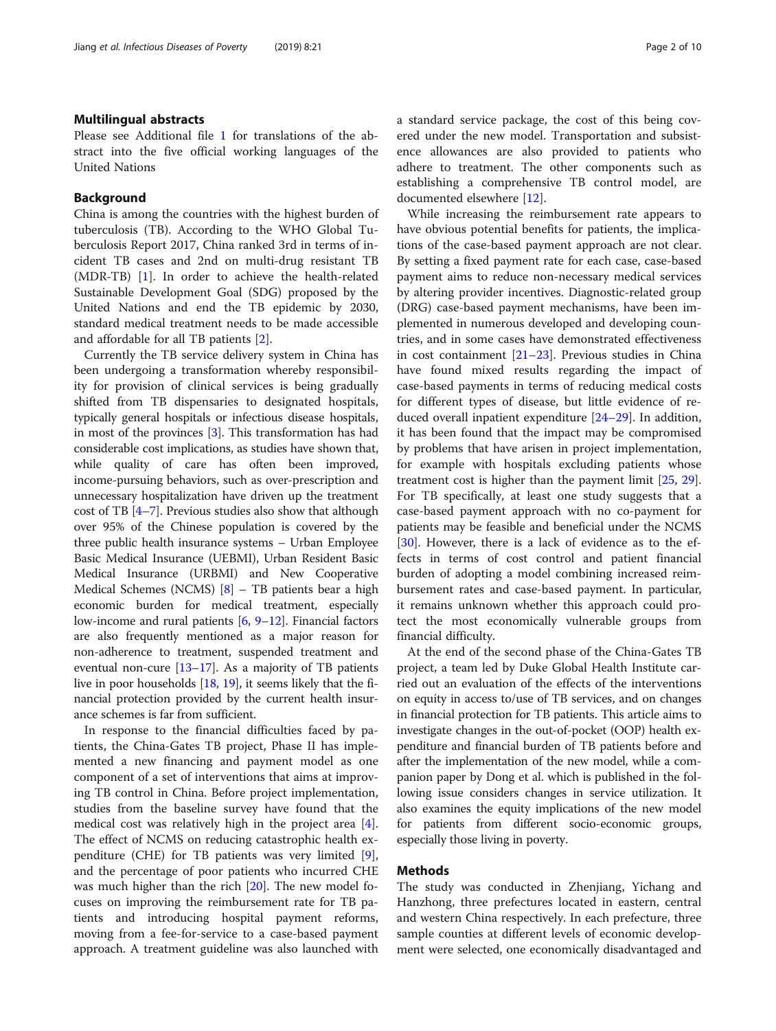## Multilingual abstracts

Please see Additional file 1 for translations of the abstract into the five official working languages of the United Nations

## Background

China is among the countries with the highest burden of tuberculosis (TB). According to the WHO Global Tuberculosis Report 2017, China ranked 3rd in terms of incident TB cases and 2nd on multi-drug resistant TB (MDR-TB) [1]. In order to achieve the health-related Sustainable Development Goal (SDG) proposed by the United Nations and end the TB epidemic by 2030, standard medical treatment needs to be made accessible and affordable for all TB patients [2].

Currently the TB service delivery system in China has been undergoing a transformation whereby responsibility for provision of clinical services is being gradually shifted from TB dispensaries to designated hospitals, typically general hospitals or infectious disease hospitals, in most of the provinces [3]. This transformation has had considerable cost implications, as studies have shown that, while quality of care has often been improved, income-pursuing behaviors, such as over-prescription and unnecessary hospitalization have driven up the treatment cost of TB [4–7]. Previous studies also show that although over 95% of the Chinese population is covered by the three public health insurance systems – Urban Employee Basic Medical Insurance (UEBMI), Urban Resident Basic Medical Insurance (URBMI) and New Cooperative Medical Schemes (NCMS) [8] – TB patients bear a high economic burden for medical treatment, especially low-income and rural patients [6, 9–12]. Financial factors are also frequently mentioned as a major reason for non-adherence to treatment, suspended treatment and eventual non-cure [13–17]. As a majority of TB patients live in poor households [18, 19], it seems likely that the financial protection provided by the current health insurance schemes is far from sufficient.

In response to the financial difficulties faced by patients, the China-Gates TB project, Phase II has implemented a new financing and payment model as one component of a set of interventions that aims at improving TB control in China. Before project implementation, studies from the baseline survey have found that the medical cost was relatively high in the project area [4]. The effect of NCMS on reducing catastrophic health expenditure (CHE) for TB patients was very limited [9], and the percentage of poor patients who incurred CHE was much higher than the rich [20]. The new model focuses on improving the reimbursement rate for TB patients and introducing hospital payment reforms, moving from a fee-for-service to a case-based payment approach. A treatment guideline was also launched with a standard service package, the cost of this being covered under the new model. Transportation and subsistence allowances are also provided to patients who adhere to treatment. The other components such as establishing a comprehensive TB control model, are documented elsewhere [12].

While increasing the reimbursement rate appears to have obvious potential benefits for patients, the implications of the case-based payment approach are not clear. By setting a fixed payment rate for each case, case-based payment aims to reduce non-necessary medical services by altering provider incentives. Diagnostic-related group (DRG) case-based payment mechanisms, have been implemented in numerous developed and developing countries, and in some cases have demonstrated effectiveness in cost containment [21–23]. Previous studies in China have found mixed results regarding the impact of case-based payments in terms of reducing medical costs for different types of disease, but little evidence of reduced overall inpatient expenditure [24–29]. In addition, it has been found that the impact may be compromised by problems that have arisen in project implementation, for example with hospitals excluding patients whose treatment cost is higher than the payment limit [25, 29]. For TB specifically, at least one study suggests that a case-based payment approach with no co-payment for patients may be feasible and beneficial under the NCMS [30]. However, there is a lack of evidence as to the effects in terms of cost control and patient financial burden of adopting a model combining increased reimbursement rates and case-based payment. In particular, it remains unknown whether this approach could protect the most economically vulnerable groups from financial difficulty.

At the end of the second phase of the China-Gates TB project, a team led by Duke Global Health Institute carried out an evaluation of the effects of the interventions on equity in access to/use of TB services, and on changes in financial protection for TB patients. This article aims to investigate changes in the out-of-pocket (OOP) health expenditure and financial burden of TB patients before and after the implementation of the new model, while a companion paper by Dong et al. which is published in the following issue considers changes in service utilization. It also examines the equity implications of the new model for patients from different socio-economic groups, especially those living in poverty.

## Methods

The study was conducted in Zhenjiang, Yichang and Hanzhong, three prefectures located in eastern, central and western China respectively. In each prefecture, three sample counties at different levels of economic development were selected, one economically disadvantaged and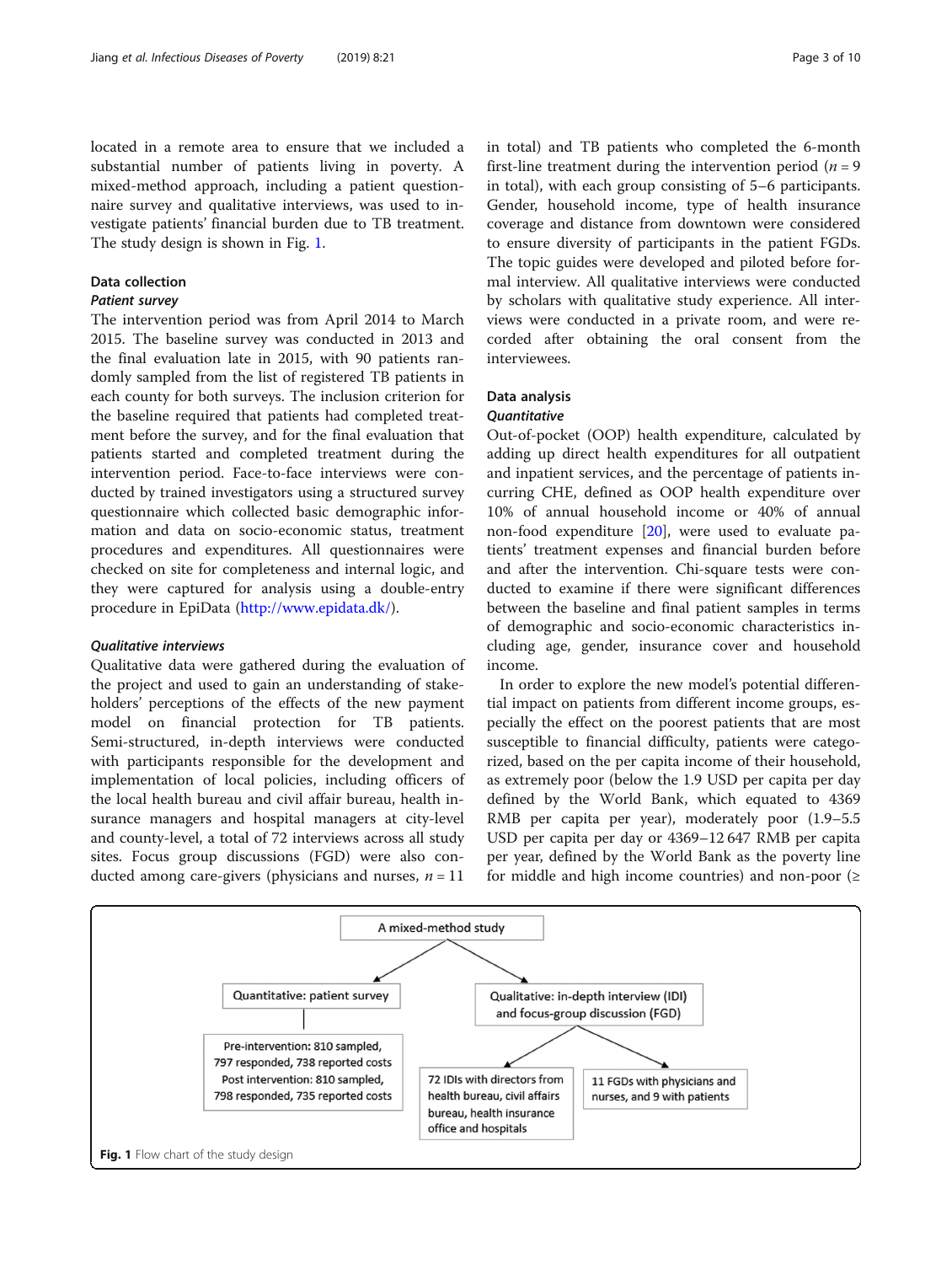located in a remote area to ensure that we included a substantial number of patients living in poverty. A mixed-method approach, including a patient questionnaire survey and qualitative interviews, was used to investigate patients' financial burden due to TB treatment. The study design is shown in Fig. 1.

## Data collection

### Patient survey

The intervention period was from April 2014 to March 2015. The baseline survey was conducted in 2013 and the final evaluation late in 2015, with 90 patients randomly sampled from the list of registered TB patients in each county for both surveys. The inclusion criterion for the baseline required that patients had completed treatment before the survey, and for the final evaluation that patients started and completed treatment during the intervention period. Face-to-face interviews were conducted by trained investigators using a structured survey questionnaire which collected basic demographic information and data on socio-economic status, treatment procedures and expenditures. All questionnaires were checked on site for completeness and internal logic, and they were captured for analysis using a double-entry procedure in EpiData (http://www.epidata.dk/).

### Qualitative interviews

Qualitative data were gathered during the evaluation of the project and used to gain an understanding of stakeholders' perceptions of the effects of the new payment model on financial protection for TB patients. Semi-structured, in-depth interviews were conducted with participants responsible for the development and implementation of local policies, including officers of the local health bureau and civil affair bureau, health insurance managers and hospital managers at city-level and county-level, a total of 72 interviews across all study sites. Focus group discussions (FGD) were also conducted among care-givers (physicians and nurses, $n = 11$ in total) and TB patients who completed the 6-month first-line treatment during the intervention period ($n = 9$ in total), with each group consisting of 5–6 participants. Gender, household income, type of health insurance coverage and distance from downtown were considered to ensure diversity of participants in the patient FGDs. The topic guides were developed and piloted before formal interview. All qualitative interviews were conducted by scholars with qualitative study experience. All interviews were conducted in a private room, and were recorded after obtaining the oral consent from the interviewees.

## Data analysis

### Quantitative

Out-of-pocket (OOP) health expenditure, calculated by adding up direct health expenditures for all outpatient and inpatient services, and the percentage of patients incurring CHE, defined as OOP health expenditure over 10% of annual household income or 40% of annual non-food expenditure [20], were used to evaluate patients' treatment expenses and financial burden before and after the intervention. Chi-square tests were conducted to examine if there were significant differences between the baseline and final patient samples in terms of demographic and socio-economic characteristics including age, gender, insurance cover and household income.

In order to explore the new model's potential differential impact on patients from different income groups, especially the effect on the poorest patients that are most susceptible to financial difficulty, patients were categorized, based on the per capita income of their household, as extremely poor (below the 1.9 USD per capita per day defined by the World Bank, which equated to 4369 RMB per capita per year), moderately poor (1.9–5.5 USD per capita per day or 4369–12 647 RMB per capita per year, defined by the World Bank as the poverty line for middle and high income countries) and non-poor (≥

```
A mixed-method study
├── Quantitative: patient survey
│   └── Pre-intervention: 810 sampled, 797 responded, 738 reported costs
│       Post intervention: 810 sampled, 798 responded, 735 reported costs
└── Qualitative: in-depth interview (IDI) and focus-group discussion (FGD)
    ├── 72 IDIs with directors from health bureau, civil affairs bureau, health insurance office and hospitals
    └── 11 FGDs with physicians and nurses, and 9 with patients
```

**Fig. 1** Flow chart of the study design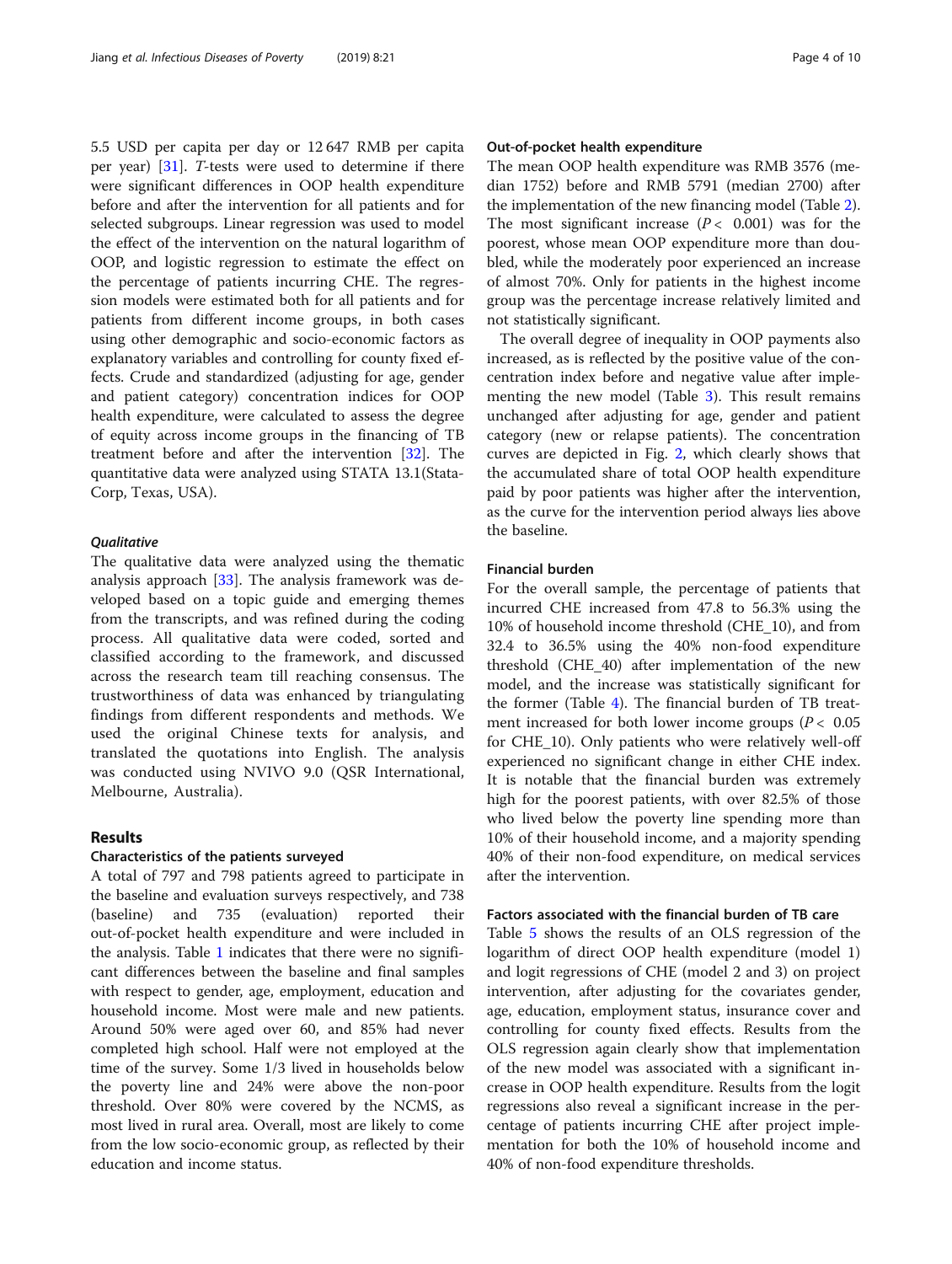5.5 USD per capita per day or 12 647 RMB per capita per year) [31]. *T*-tests were used to determine if there were significant differences in OOP health expenditure before and after the intervention for all patients and for selected subgroups. Linear regression was used to model the effect of the intervention on the natural logarithm of OOP, and logistic regression to estimate the effect on the percentage of patients incurring CHE. The regression models were estimated both for all patients and for patients from different income groups, in both cases using other demographic and socio-economic factors as explanatory variables and controlling for county fixed effects. Crude and standardized (adjusting for age, gender and patient category) concentration indices for OOP health expenditure, were calculated to assess the degree of equity across income groups in the financing of TB treatment before and after the intervention [32]. The quantitative data were analyzed using STATA 13.1(StataCorp, Texas, USA).

#### *Qualitative*

The qualitative data were analyzed using the thematic analysis approach [33]. The analysis framework was developed based on a topic guide and emerging themes from the transcripts, and was refined during the coding process. All qualitative data were coded, sorted and classified according to the framework, and discussed across the research team till reaching consensus. The trustworthiness of data was enhanced by triangulating findings from different respondents and methods. We used the original Chinese texts for analysis, and translated the quotations into English. The analysis was conducted using NVIVO 9.0 (QSR International, Melbourne, Australia).

## Results

### Characteristics of the patients surveyed

A total of 797 and 798 patients agreed to participate in the baseline and evaluation surveys respectively, and 738 (baseline) and 735 (evaluation) reported their out-of-pocket health expenditure and were included in the analysis. Table 1 indicates that there were no significant differences between the baseline and final samples with respect to gender, age, employment, education and household income. Most were male and new patients. Around 50% were aged over 60, and 85% had never completed high school. Half were not employed at the time of the survey. Some 1/3 lived in households below the poverty line and 24% were above the non-poor threshold. Over 80% were covered by the NCMS, as most lived in rural area. Overall, most are likely to come from the low socio-economic group, as reflected by their education and income status.

### Out-of-pocket health expenditure

The mean OOP health expenditure was RMB 3576 (median 1752) before and RMB 5791 (median 2700) after the implementation of the new financing model (Table 2). The most significant increase ($P < 0.001$) was for the poorest, whose mean OOP expenditure more than doubled, while the moderately poor experienced an increase of almost 70%. Only for patients in the highest income group was the percentage increase relatively limited and not statistically significant.

The overall degree of inequality in OOP payments also increased, as is reflected by the positive value of the concentration index before and negative value after implementing the new model (Table 3). This result remains unchanged after adjusting for age, gender and patient category (new or relapse patients). The concentration curves are depicted in Fig. 2, which clearly shows that the accumulated share of total OOP health expenditure paid by poor patients was higher after the intervention, as the curve for the intervention period always lies above the baseline.

### Financial burden

For the overall sample, the percentage of patients that incurred CHE increased from 47.8 to 56.3% using the 10% of household income threshold (CHE_10), and from 32.4 to 36.5% using the 40% non-food expenditure threshold (CHE_40) after implementation of the new model, and the increase was statistically significant for the former (Table 4). The financial burden of TB treatment increased for both lower income groups ($P < 0.05$ for CHE_10). Only patients who were relatively well-off experienced no significant change in either CHE index. It is notable that the financial burden was extremely high for the poorest patients, with over 82.5% of those who lived below the poverty line spending more than 10% of their household income, and a majority spending 40% of their non-food expenditure, on medical services after the intervention.

### Factors associated with the financial burden of TB care

Table 5 shows the results of an OLS regression of the logarithm of direct OOP health expenditure (model 1) and logit regressions of CHE (model 2 and 3) on project intervention, after adjusting for the covariates gender, age, education, employment status, insurance cover and controlling for county fixed effects. Results from the OLS regression again clearly show that implementation of the new model was associated with a significant increase in OOP health expenditure. Results from the logit regressions also reveal a significant increase in the percentage of patients incurring CHE after project implementation for both the 10% of household income and 40% of non-food expenditure thresholds.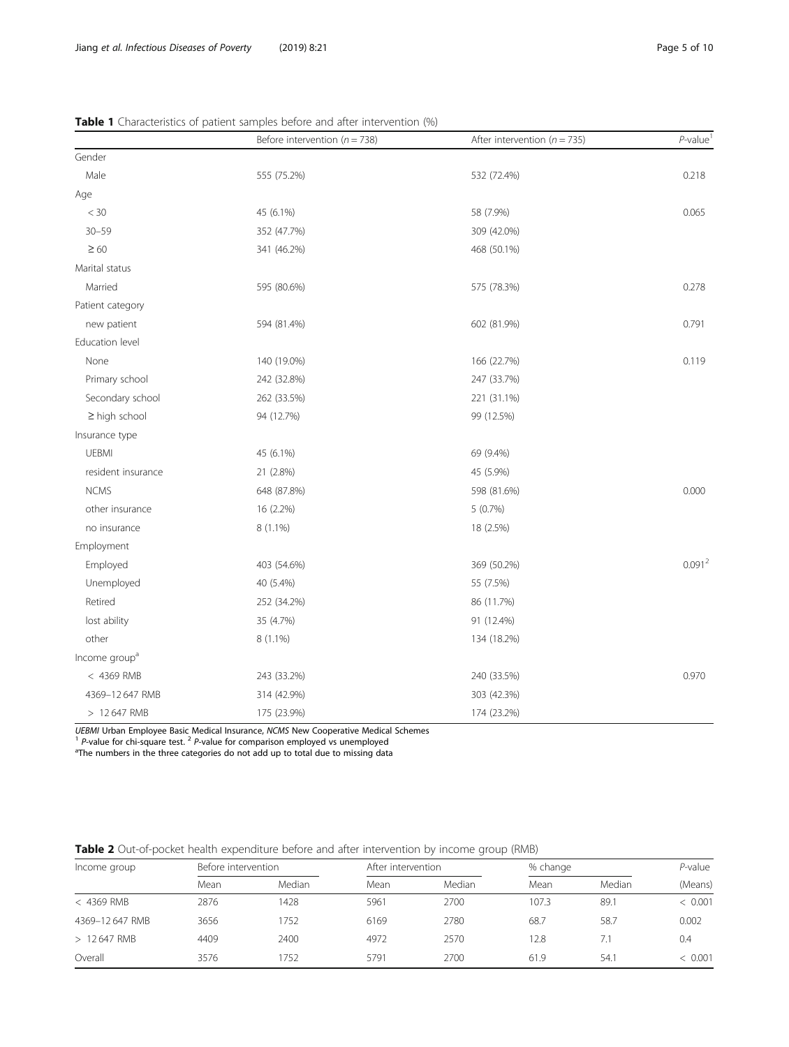**Table 1** Characteristics of patient samples before and after intervention (%)

| | Before intervention ($n = 738$) | After intervention ($n = 735$) | $P$-value[1] |
|---|---|---|---|
| Gender | | | |
| Male | 555 (75.2%) | 532 (72.4%) | 0.218 |
| Age | | | |
| < 30 | 45 (6.1%) | 58 (7.9%) | 0.065 |
| 30–59 | 352 (47.7%) | 309 (42.0%) | |
| ≥ 60 | 341 (46.2%) | 468 (50.1%) | |
| Marital status | | | |
| Married | 595 (80.6%) | 575 (78.3%) | 0.278 |
| Patient category | | | |
| new patient | 594 (81.4%) | 602 (81.9%) | 0.791 |
| Education level | | | |
| None | 140 (19.0%) | 166 (22.7%) | 0.119 |
| Primary school | 242 (32.8%) | 247 (33.7%) | |
| Secondary school | 262 (33.5%) | 221 (31.1%) | |
| ≥ high school | 94 (12.7%) | 99 (12.5%) | |
| Insurance type | | | |
| UEBMI | 45 (6.1%) | 69 (9.4%) | |
| resident insurance | 21 (2.8%) | 45 (5.9%) | |
| NCMS | 648 (87.8%) | 598 (81.6%) | 0.000 |
| other insurance | 16 (2.2%) | 5 (0.7%) | |
| no insurance | 8 (1.1%) | 18 (2.5%) | |
| Employment | | | |
| Employed | 403 (54.6%) | 369 (50.2%) | 0.091[2] |
| Unemployed | 40 (5.4%) | 55 (7.5%) | |
| Retired | 252 (34.2%) | 86 (11.7%) | |
| lost ability | 35 (4.7%) | 91 (12.4%) | |
| other | 8 (1.1%) | 134 (18.2%) | |
| Income group[a] | | | |
| < 4369 RMB | 243 (33.2%) | 240 (33.5%) | 0.970 |
| 4369–12 647 RMB | 314 (42.9%) | 303 (42.3%) | |
| > 12 647 RMB | 175 (23.9%) | 174 (23.2%) | |

*UEBMI* Urban Employee Basic Medical Insurance, *NCMS* New Cooperative Medical Schemes
[1] $P$-value for chi-square test. [2] $P$-value for comparison employed vs unemployed
[a] The numbers in the three categories do not add up to total due to missing data

**Table 2** Out-of-pocket health expenditure before and after intervention by income group (RMB)

| Income group | Before intervention | | After intervention | | % change | | $P$-value |
|---|---|---|---|---|---|---|---|
| | Mean | Median | Mean | Median | Mean | Median | (Means) |
| < 4369 RMB | 2876 | 1428 | 5961 | 2700 | 107.3 | 89.1 | < 0.001 |
| 4369–12 647 RMB | 3656 | 1752 | 6169 | 2780 | 68.7 | 58.7 | 0.002 |
| > 12 647 RMB | 4409 | 2400 | 4972 | 2570 | 12.8 | 7.1 | 0.4 |
| Overall | 3576 | 1752 | 5791 | 2700 | 61.9 | 54.1 | < 0.001 |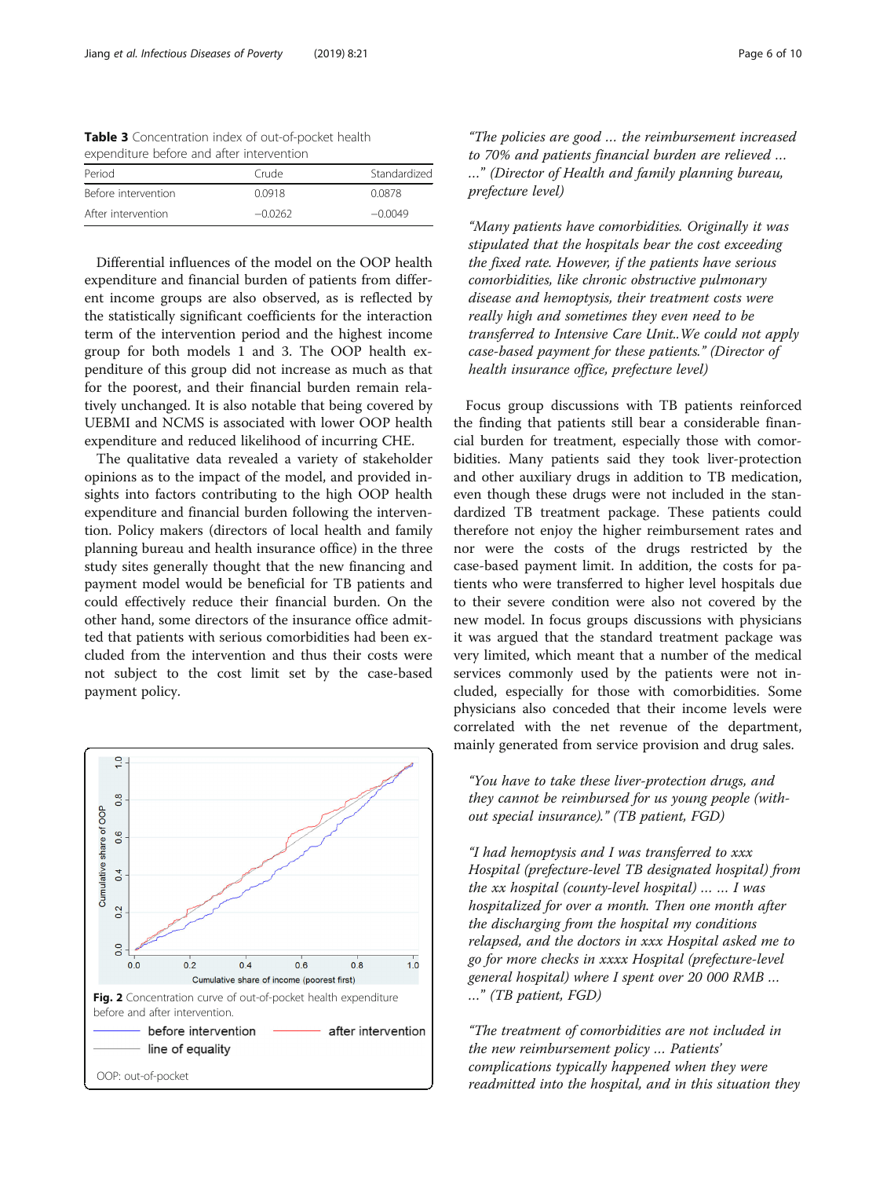**Table 3** Concentration index of out-of-pocket health expenditure before and after intervention

| Period | Crude | Standardized |
|---|---|---|
| Before intervention | 0.0918 | 0.0878 |
| After intervention | −0.0262 | −0.0049 |

Differential influences of the model on the OOP health expenditure and financial burden of patients from different income groups are also observed, as is reflected by the statistically significant coefficients for the interaction term of the intervention period and the highest income group for both models 1 and 3. The OOP health expenditure of this group did not increase as much as that for the poorest, and their financial burden remain relatively unchanged. It is also notable that being covered by UEBMI and NCMS is associated with lower OOP health expenditure and reduced likelihood of incurring CHE.

The qualitative data revealed a variety of stakeholder opinions as to the impact of the model, and provided insights into factors contributing to the high OOP health expenditure and financial burden following the intervention. Policy makers (directors of local health and family planning bureau and health insurance office) in the three study sites generally thought that the new financing and payment model would be beneficial for TB patients and could effectively reduce their financial burden. On the other hand, some directors of the insurance office admitted that patients with serious comorbidities had been excluded from the intervention and thus their costs were not subject to the cost limit set by the case-based payment policy.

**Fig. 2** Concentration curve of out-of-pocket health expenditure before and after intervention.

OOP: out-of-pocket

> *"The policies are good … the reimbursement increased to 70% and patients financial burden are relieved … …" (Director of Health and family planning bureau, prefecture level)*

> *"Many patients have comorbidities. Originally it was stipulated that the hospitals bear the cost exceeding the fixed rate. However, if the patients have serious comorbidities, like chronic obstructive pulmonary disease and hemoptysis, their treatment costs were really high and sometimes they even need to be transferred to Intensive Care Unit..We could not apply case-based payment for these patients." (Director of health insurance office, prefecture level)*

Focus group discussions with TB patients reinforced the finding that patients still bear a considerable financial burden for treatment, especially those with comorbidities. Many patients said they took liver-protection and other auxiliary drugs in addition to TB medication, even though these drugs were not included in the standardized TB treatment package. These patients could therefore not enjoy the higher reimbursement rates and nor were the costs of the drugs restricted by the case-based payment limit. In addition, the costs for patients who were transferred to higher level hospitals due to their severe condition were also not covered by the new model. In focus groups discussions with physicians it was argued that the standard treatment package was very limited, which meant that a number of the medical services commonly used by the patients were not included, especially for those with comorbidities. Some physicians also conceded that their income levels were correlated with the net revenue of the department, mainly generated from service provision and drug sales.

> *"You have to take these liver-protection drugs, and they cannot be reimbursed for us young people (without special insurance)." (TB patient, FGD)*

> *"I had hemoptysis and I was transferred to xxx Hospital (prefecture-level TB designated hospital) from the xx hospital (county-level hospital) … … I was hospitalized for over a month. Then one month after the discharging from the hospital my conditions relapsed, and the doctors in xxx Hospital asked me to go for more checks in xxxx Hospital (prefecture-level general hospital) where I spent over 20 000 RMB … …" (TB patient, FGD)*

> *"The treatment of comorbidities are not included in the new reimbursement policy … Patients' complications typically happened when they were readmitted into the hospital, and in this situation they*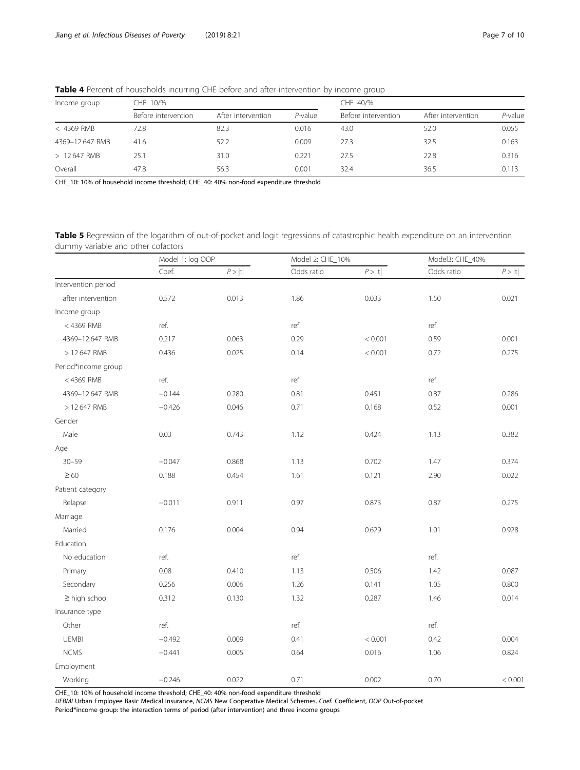**Table 4** Percent of households incurring CHE before and after intervention by income group

| Income group | CHE_10/% | | | CHE_40/% | | |
|---|---|---|---|---|---|---|
| | Before intervention | After intervention | *P*-value | Before intervention | After intervention | *P*-value |
| < 4369 RMB | 72.8 | 82.3 | 0.016 | 43.0 | 52.0 | 0.055 |
| 4369–12 647 RMB | 41.6 | 52.2 | 0.009 | 27.3 | 32.5 | 0.163 |
| > 12 647 RMB | 25.1 | 31.0 | 0.221 | 27.5 | 22.8 | 0.316 |
| Overall | 47.8 | 56.3 | 0.001 | 32.4 | 36.5 | 0.113 |

CHE_10: 10% of household income threshold; CHE_40: 40% non-food expenditure threshold

**Table 5** Regression of the logarithm of out-of-pocket and logit regressions of catastrophic health expenditure on an intervention dummy variable and other cofactors

| | Model 1: log OOP | | Model 2: CHE_10% | | Model3: CHE_40% | |
|---|---|---|---|---|---|---|
| | Coef. | P > \|t\| | Odds ratio | P > \|t\| | Odds ratio | P > \|t\| |
| Intervention period | | | | | | |
| after intervention | 0.572 | 0.013 | 1.86 | 0.033 | 1.50 | 0.021 |
| Income group | | | | | | |
| < 4369 RMB | ref. | | ref. | | ref. | |
| 4369–12 647 RMB | 0.217 | 0.063 | 0.29 | < 0.001 | 0.59 | 0.001 |
| > 12 647 RMB | 0.436 | 0.025 | 0.14 | < 0.001 | 0.72 | 0.275 |
| Period*income group | | | | | | |
| < 4369 RMB | ref. | | ref. | | ref. | |
| 4369–12 647 RMB | −0.144 | 0.280 | 0.81 | 0.451 | 0.87 | 0.286 |
| > 12 647 RMB | −0.426 | 0.046 | 0.71 | 0.168 | 0.52 | 0.001 |
| Gender | | | | | | |
| Male | 0.03 | 0.743 | 1.12 | 0.424 | 1.13 | 0.382 |
| Age | | | | | | |
| 30–59 | −0.047 | 0.868 | 1.13 | 0.702 | 1.47 | 0.374 |
| ≥ 60 | 0.188 | 0.454 | 1.61 | 0.121 | 2.90 | 0.022 |
| Patient category | | | | | | |
| Relapse | −0.011 | 0.911 | 0.97 | 0.873 | 0.87 | 0.275 |
| Marriage | | | | | | |
| Married | 0.176 | 0.004 | 0.94 | 0.629 | 1.01 | 0.928 |
| Education | | | | | | |
| No education | ref. | | ref. | | ref. | |
| Primary | 0.08 | 0.410 | 1.13 | 0.506 | 1.42 | 0.087 |
| Secondary | 0.256 | 0.006 | 1.26 | 0.141 | 1.05 | 0.800 |
| ≥ high school | 0.312 | 0.130 | 1.32 | 0.287 | 1.46 | 0.014 |
| Insurance type | | | | | | |
| Other | ref. | | ref. | | ref. | |
| UEMBI | −0.492 | 0.009 | 0.41 | < 0.001 | 0.42 | 0.004 |
| NCMS | −0.441 | 0.005 | 0.64 | 0.016 | 1.06 | 0.824 |
| Employment | | | | | | |
| Working | −0.246 | 0.022 | 0.71 | 0.002 | 0.70 | < 0.001 |

CHE_10: 10% of household income threshold; CHE_40: 40% non-food expenditure threshold
*UEBMI* Urban Employee Basic Medical Insurance, *NCMS* New Cooperative Medical Schemes. *Coef.* Coefficient, *OOP* Out-of-pocket
Period*income group: the interaction terms of period (after intervention) and three income groups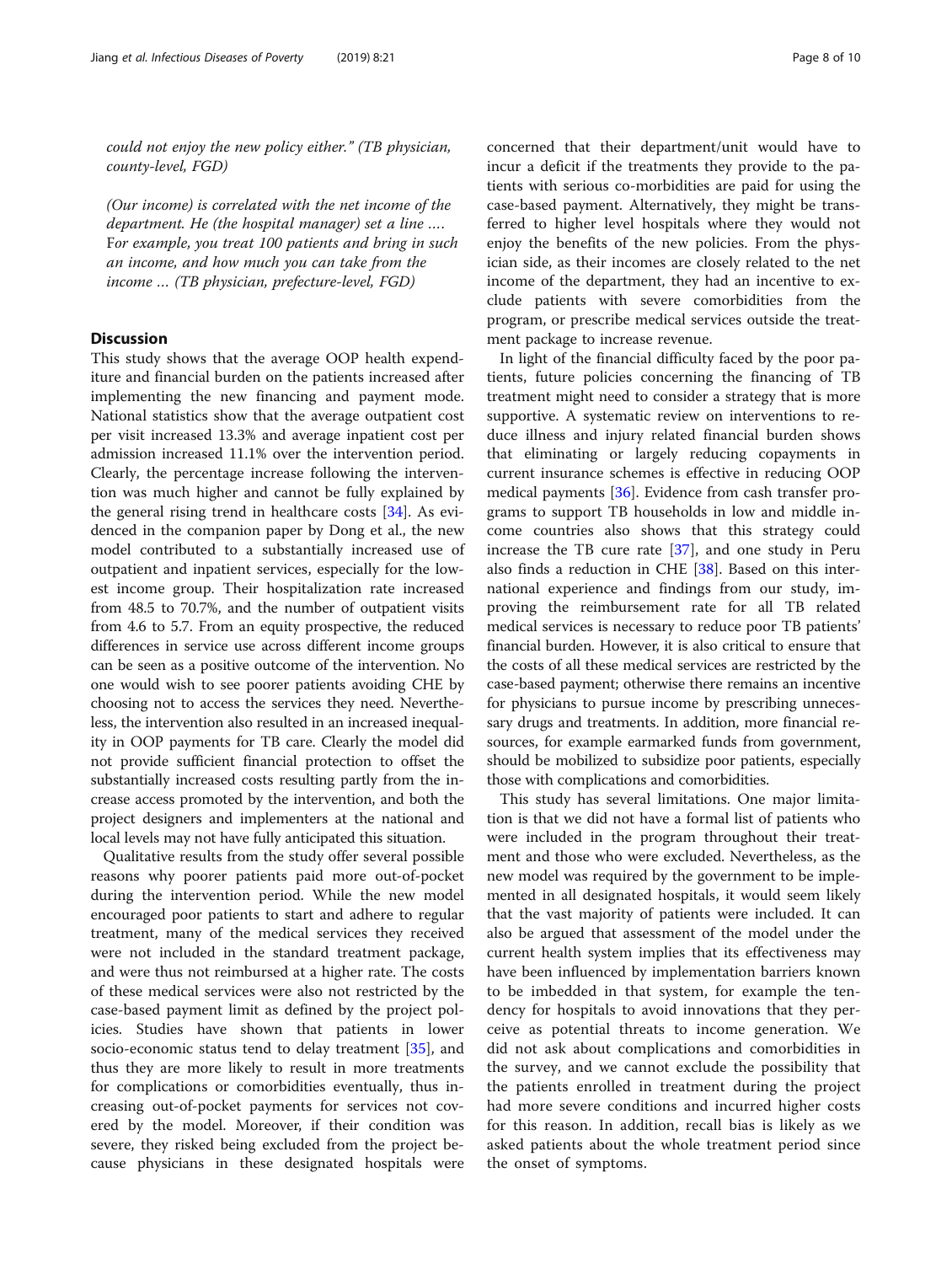*could not enjoy the new policy either." (TB physician, county-level, FGD)*

*(Our income) is correlated with the net income of the department. He (the hospital manager) set a line …. For example, you treat 100 patients and bring in such an income, and how much you can take from the income … (TB physician, prefecture-level, FGD)*

## Discussion

This study shows that the average OOP health expenditure and financial burden on the patients increased after implementing the new financing and payment mode. National statistics show that the average outpatient cost per visit increased 13.3% and average inpatient cost per admission increased 11.1% over the intervention period. Clearly, the percentage increase following the intervention was much higher and cannot be fully explained by the general rising trend in healthcare costs [34]. As evidenced in the companion paper by Dong et al., the new model contributed to a substantially increased use of outpatient and inpatient services, especially for the lowest income group. Their hospitalization rate increased from 48.5 to 70.7%, and the number of outpatient visits from 4.6 to 5.7. From an equity prospective, the reduced differences in service use across different income groups can be seen as a positive outcome of the intervention. No one would wish to see poorer patients avoiding CHE by choosing not to access the services they need. Nevertheless, the intervention also resulted in an increased inequality in OOP payments for TB care. Clearly the model did not provide sufficient financial protection to offset the substantially increased costs resulting partly from the increase access promoted by the intervention, and both the project designers and implementers at the national and local levels may not have fully anticipated this situation.

Qualitative results from the study offer several possible reasons why poorer patients paid more out-of-pocket during the intervention period. While the new model encouraged poor patients to start and adhere to regular treatment, many of the medical services they received were not included in the standard treatment package, and were thus not reimbursed at a higher rate. The costs of these medical services were also not restricted by the case-based payment limit as defined by the project policies. Studies have shown that patients in lower socio-economic status tend to delay treatment [35], and thus they are more likely to result in more treatments for complications or comorbidities eventually, thus increasing out-of-pocket payments for services not covered by the model. Moreover, if their condition was severe, they risked being excluded from the project because physicians in these designated hospitals were concerned that their department/unit would have to incur a deficit if the treatments they provide to the patients with serious co-morbidities are paid for using the case-based payment. Alternatively, they might be transferred to higher level hospitals where they would not enjoy the benefits of the new policies. From the physician side, as their incomes are closely related to the net income of the department, they had an incentive to exclude patients with severe comorbidities from the program, or prescribe medical services outside the treatment package to increase revenue.

In light of the financial difficulty faced by the poor patients, future policies concerning the financing of TB treatment might need to consider a strategy that is more supportive. A systematic review on interventions to reduce illness and injury related financial burden shows that eliminating or largely reducing copayments in current insurance schemes is effective in reducing OOP medical payments [36]. Evidence from cash transfer programs to support TB households in low and middle income countries also shows that this strategy could increase the TB cure rate [37], and one study in Peru also finds a reduction in CHE [38]. Based on this international experience and findings from our study, improving the reimbursement rate for all TB related medical services is necessary to reduce poor TB patients' financial burden. However, it is also critical to ensure that the costs of all these medical services are restricted by the case-based payment; otherwise there remains an incentive for physicians to pursue income by prescribing unnecessary drugs and treatments. In addition, more financial resources, for example earmarked funds from government, should be mobilized to subsidize poor patients, especially those with complications and comorbidities.

This study has several limitations. One major limitation is that we did not have a formal list of patients who were included in the program throughout their treatment and those who were excluded. Nevertheless, as the new model was required by the government to be implemented in all designated hospitals, it would seem likely that the vast majority of patients were included. It can also be argued that assessment of the model under the current health system implies that its effectiveness may have been influenced by implementation barriers known to be imbedded in that system, for example the tendency for hospitals to avoid innovations that they perceive as potential threats to income generation. We did not ask about complications and comorbidities in the survey, and we cannot exclude the possibility that the patients enrolled in treatment during the project had more severe conditions and incurred higher costs for this reason. In addition, recall bias is likely as we asked patients about the whole treatment period since the onset of symptoms.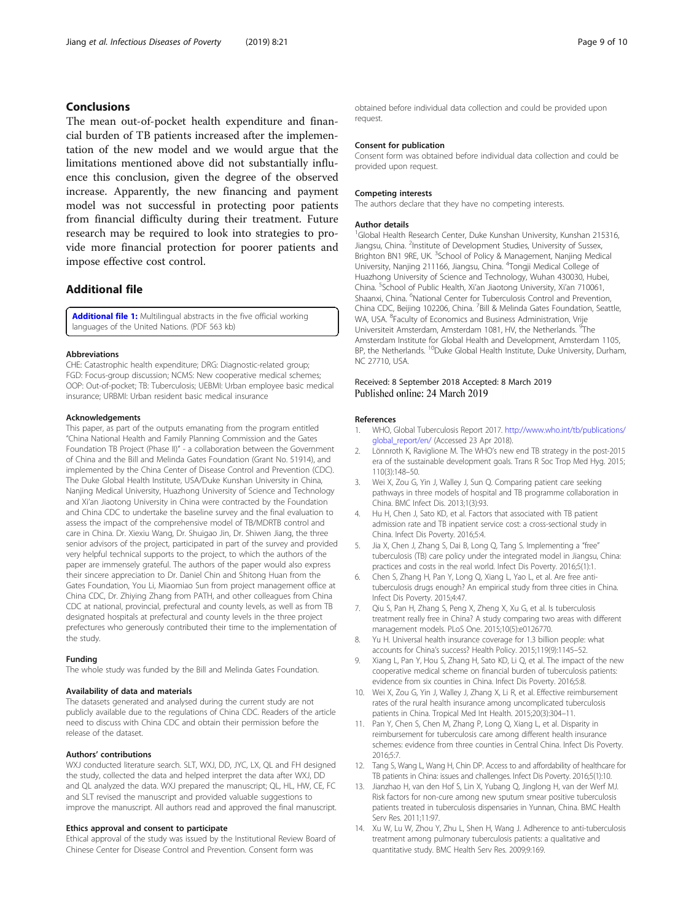## Conclusions

The mean out-of-pocket health expenditure and financial burden of TB patients increased after the implementation of the new model and we would argue that the limitations mentioned above did not substantially influence this conclusion, given the degree of the observed increase. Apparently, the new financing and payment model was not successful in protecting poor patients from financial difficulty during their treatment. Future research may be required to look into strategies to provide more financial protection for poorer patients and impose effective cost control.

## Additional file

**Additional file 1:** Multilingual abstracts in the five official working languages of the United Nations. (PDF 563 kb)

#### Abbreviations

CHE: Catastrophic health expenditure; DRG: Diagnostic-related group; FGD: Focus-group discussion; NCMS: New cooperative medical schemes; OOP: Out-of-pocket; TB: Tuberculosis; UEBMI: Urban employee basic medical insurance; URBMI: Urban resident basic medical insurance

#### Acknowledgements

This paper, as part of the outputs emanating from the program entitled "China National Health and Family Planning Commission and the Gates Foundation TB Project (Phase II)" - a collaboration between the Government of China and the Bill and Melinda Gates Foundation (Grant No. 51914), and implemented by the China Center of Disease Control and Prevention (CDC). The Duke Global Health Institute, USA/Duke Kunshan University in China, Nanjing Medical University, Huazhong University of Science and Technology and Xi'an Jiaotong University in China were contracted by the Foundation and China CDC to undertake the baseline survey and the final evaluation to assess the impact of the comprehensive model of TB/MDRTB control and care in China. Dr. Xiexiu Wang, Dr. Shuigao Jin, Dr. Shiwen Jiang, the three senior advisors of the project, participated in part of the survey and provided very helpful technical supports to the project, to which the authors of the paper are immensely grateful. The authors of the paper would also express their sincere appreciation to Dr. Daniel Chin and Shitong Huan from the Gates Foundation, You Li, Miaomiao Sun from project management office at China CDC, Dr. Zhiying Zhang from PATH, and other colleagues from China CDC at national, provincial, prefectural and county levels, as well as from TB designated hospitals at prefectural and county levels in the three project prefectures who generously contributed their time to the implementation of the study.

#### Funding

The whole study was funded by the Bill and Melinda Gates Foundation.

#### Availability of data and materials

The datasets generated and analysed during the current study are not publicly available due to the regulations of China CDC. Readers of the article need to discuss with China CDC and obtain their permission before the release of the dataset.

#### Authors' contributions

WXJ conducted literature search. SLT, WXJ, DD, JYC, LX, QL and FH designed the study, collected the data and helped interpret the data after WXJ, DD and QL analyzed the data. WXJ prepared the manuscript; QL, HL, HW, CE, FC and SLT revised the manuscript and provided valuable suggestions to improve the manuscript. All authors read and approved the final manuscript.

#### Ethics approval and consent to participate

Ethical approval of the study was issued by the Institutional Review Board of Chinese Center for Disease Control and Prevention. Consent form was obtained before individual data collection and could be provided upon request.

#### Consent for publication

Consent form was obtained before individual data collection and could be provided upon request.

#### Competing interests

The authors declare that they have no competing interests.

#### Author details

[1]Global Health Research Center, Duke Kunshan University, Kunshan 215316, Jiangsu, China. [2]Institute of Development Studies, University of Sussex, Brighton BN1 9RE, UK. [3]School of Policy & Management, Nanjing Medical University, Nanjing 211166, Jiangsu, China. [4]Tongji Medical College of Huazhong University of Science and Technology, Wuhan 430030, Hubei, China. [5]School of Public Health, Xi'an Jiaotong University, Xi'an 710061, Shaanxi, China. [6]National Center for Tuberculosis Control and Prevention, China CDC, Beijing 102206, China. [7]Bill & Melinda Gates Foundation, Seattle, WA, USA. [8]Faculty of Economics and Business Administration, Vrije Universiteit Amsterdam, Amsterdam 1081, HV, the Netherlands. [9]The Amsterdam Institute for Global Health and Development, Amsterdam 1105, BP, the Netherlands. [10]Duke Global Health Institute, Duke University, Durham, NC 27710, USA.

Received: 8 September 2018 Accepted: 8 March 2019
Published online: 24 March 2019

#### References

1. WHO, Global Tuberculosis Report 2017. http://www.who.int/tb/publications/global_report/en/ (Accessed 23 Apr 2018).
2. Lönnroth K, Raviglione M. The WHO's new end TB strategy in the post-2015 era of the sustainable development goals. Trans R Soc Trop Med Hyg. 2015; 110(3):148–50.
3. Wei X, Zou G, Yin J, Walley J, Sun Q. Comparing patient care seeking pathways in three models of hospital and TB programme collaboration in China. BMC Infect Dis. 2013;1(3):93.
4. Hu H, Chen J, Sato KD, et al. Factors that associated with TB patient admission rate and TB inpatient service cost: a cross-sectional study in China. Infect Dis Poverty. 2016;5:4.
5. Jia X, Chen J, Zhang S, Dai B, Long Q, Tang S. Implementing a "free" tuberculosis (TB) care policy under the integrated model in Jiangsu, China: practices and costs in the real world. Infect Dis Poverty. 2016;5(1):1.
6. Chen S, Zhang H, Pan Y, Long Q, Xiang L, Yao L, et al. Are free anti-tuberculosis drugs enough? An empirical study from three cities in China. Infect Dis Poverty. 2015;4:47.
7. Qiu S, Pan H, Zhang S, Peng X, Zheng X, Xu G, et al. Is tuberculosis treatment really free in China? A study comparing two areas with different management models. PLoS One. 2015;10(5):e0126770.
8. Yu H. Universal health insurance coverage for 1.3 billion people: what accounts for China's success? Health Policy. 2015;119(9):1145–52.
9. Xiang L, Pan Y, Hou S, Zhang H, Sato KD, Li Q, et al. The impact of the new cooperative medical scheme on financial burden of tuberculosis patients: evidence from six counties in China. Infect Dis Poverty. 2016;5:8.
10. Wei X, Zou G, Yin J, Walley J, Zhang X, Li R, et al. Effective reimbursement rates of the rural health insurance among uncomplicated tuberculosis patients in China. Tropical Med Int Health. 2015;20(3):304–11.
11. Pan Y, Chen S, Chen M, Zhang P, Long Q, Xiang L, et al. Disparity in reimbursement for tuberculosis care among different health insurance schemes: evidence from three counties in Central China. Infect Dis Poverty. 2016;5:7.
12. Tang S, Wang L, Wang H, Chin DP. Access to and affordability of healthcare for TB patients in China: issues and challenges. Infect Dis Poverty. 2016;5(1):10.
13. Jianzhao H, van den Hof S, Lin X, Yubang Q, Jinglong H, van der Werf MJ. Risk factors for non-cure among new sputum smear positive tuberculosis patients treated in tuberculosis dispensaries in Yunnan, China. BMC Health Serv Res. 2011;11:97.
14. Xu W, Lu W, Zhou Y, Zhu L, Shen H, Wang J. Adherence to anti-tuberculosis treatment among pulmonary tuberculosis patients: a qualitative and quantitative study. BMC Health Serv Res. 2009;9:169.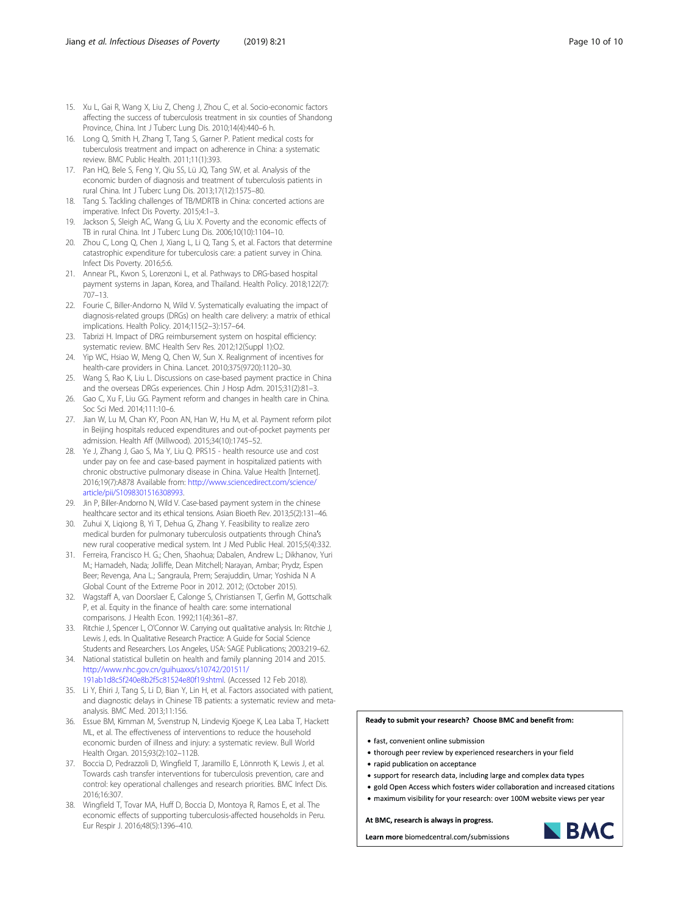15. Xu L, Gai R, Wang X, Liu Z, Cheng J, Zhou C, et al. Socio-economic factors affecting the success of tuberculosis treatment in six counties of Shandong Province, China. Int J Tuberc Lung Dis. 2010;14(4):440–6 h.
16. Long Q, Smith H, Zhang T, Tang S, Garner P. Patient medical costs for tuberculosis treatment and impact on adherence in China: a systematic review. BMC Public Health. 2011;11(1):393.
17. Pan HQ, Bele S, Feng Y, Qiu SS, Lü JQ, Tang SW, et al. Analysis of the economic burden of diagnosis and treatment of tuberculosis patients in rural China. Int J Tuberc Lung Dis. 2013;17(12):1575–80.
18. Tang S. Tackling challenges of TB/MDRTB in China: concerted actions are imperative. Infect Dis Poverty. 2015;4:1–3.
19. Jackson S, Sleigh AC, Wang G, Liu X. Poverty and the economic effects of TB in rural China. Int J Tuberc Lung Dis. 2006;10(10):1104–10.
20. Zhou C, Long Q, Chen J, Xiang L, Li Q, Tang S, et al. Factors that determine catastrophic expenditure for tuberculosis care: a patient survey in China. Infect Dis Poverty. 2016;5:6.
21. Annear PL, Kwon S, Lorenzoni L, et al. Pathways to DRG-based hospital payment systems in Japan, Korea, and Thailand. Health Policy. 2018;122(7): 707–13.
22. Fourie C, Biller-Andorno N, Wild V. Systematically evaluating the impact of diagnosis-related groups (DRGs) on health care delivery: a matrix of ethical implications. Health Policy. 2014;115(2–3):157–64.
23. Tabrizi H. Impact of DRG reimbursement system on hospital efficiency: systematic review. BMC Health Serv Res. 2012;12(Suppl 1):O2.
24. Yip WC, Hsiao W, Meng Q, Chen W, Sun X. Realignment of incentives for health-care providers in China. Lancet. 2010;375(9720):1120–30.
25. Wang S, Rao K, Liu L. Discussions on case-based payment practice in China and the overseas DRGs experiences. Chin J Hosp Adm. 2015;31(2):81–3.
26. Gao C, Xu F, Liu GG. Payment reform and changes in health care in China. Soc Sci Med. 2014;111:10–6.
27. Jian W, Lu M, Chan KY, Poon AN, Han W, Hu M, et al. Payment reform pilot in Beijing hospitals reduced expenditures and out-of-pocket payments per admission. Health Aff (Millwood). 2015;34(10):1745–52.
28. Ye J, Zhang J, Gao S, Ma Y, Liu Q. PRS15 - health resource use and cost under pay on fee and case-based payment in hospitalized patients with chronic obstructive pulmonary disease in China. Value Health [Internet]. 2016;19(7):A878 Available from: http://www.sciencedirect.com/science/article/pii/S1098301516308993.
29. Jin P, Biller-Andorno N, Wild V. Case-based payment system in the chinese healthcare sector and its ethical tensions. Asian Bioeth Rev. 2013;5(2):131–46.
30. Zuhui X, Liqiong B, Yi T, Dehua G, Zhang Y. Feasibility to realize zero medical burden for pulmonary tuberculosis outpatients through China's new rural cooperative medical system. Int J Med Public Heal. 2015;5(4):332.
31. Ferreira, Francisco H. G.; Chen, Shaohua; Dabalen, Andrew L.; Dikhanov, Yuri M.; Hamadeh, Nada; Jolliffe, Dean Mitchell; Narayan, Ambar; Prydz, Espen Beer; Revenga, Ana L.; Sangraula, Prem; Serajuddin, Umar; Yoshida N A Global Count of the Extreme Poor in 2012. 2012; (October 2015).
32. Wagstaff A, van Doorslaer E, Calonge S, Christiansen T, Gerfin M, Gottschalk P, et al. Equity in the finance of health care: some international comparisons. J Health Econ. 1992;11(4):361–87.
33. Ritchie J, Spencer L, O'Connor W. Carrying out qualitative analysis. In: Ritchie J, Lewis J, eds. In Qualitative Research Practice: A Guide for Social Science Students and Researchers. Los Angeles, USA: SAGE Publications; 2003:219–62.
34. National statistical bulletin on health and family planning 2014 and 2015. http://www.nhc.gov.cn/guihuaxxs/s10742/201511/191ab1d8c5f240e8b2f5c81524e80f19.shtml. (Accessed 12 Feb 2018).
35. Li Y, Ehiri J, Tang S, Li D, Bian Y, Lin H, et al. Factors associated with patient, and diagnostic delays in Chinese TB patients: a systematic review and meta-analysis. BMC Med. 2013;11:156.
36. Essue BM, Kimman M, Svenstrup N, Lindevig Kjoege K, Lea Laba T, Hackett ML, et al. The effectiveness of interventions to reduce the household economic burden of illness and injury: a systematic review. Bull World Health Organ. 2015;93(2):102–112B.
37. Boccia D, Pedrazzoli D, Wingfield T, Jaramillo E, Lönnroth K, Lewis J, et al. Towards cash transfer interventions for tuberculosis prevention, care and control: key operational challenges and research priorities. BMC Infect Dis. 2016;16:307.
38. Wingfield T, Tovar MA, Huff D, Boccia D, Montoya R, Ramos E, et al. The economic effects of supporting tuberculosis-affected households in Peru. Eur Respir J. 2016;48(5):1396–410.

**Ready to submit your research? Choose BMC and benefit from:**

- fast, convenient online submission
- thorough peer review by experienced researchers in your field
- rapid publication on acceptance
- support for research data, including large and complex data types
- gold Open Access which fosters wider collaboration and increased citations
- maximum visibility for your research: over 100M website views per year

**At BMC, research is always in progress.**

**Learn more** biomedcentral.com/submissions

BMC